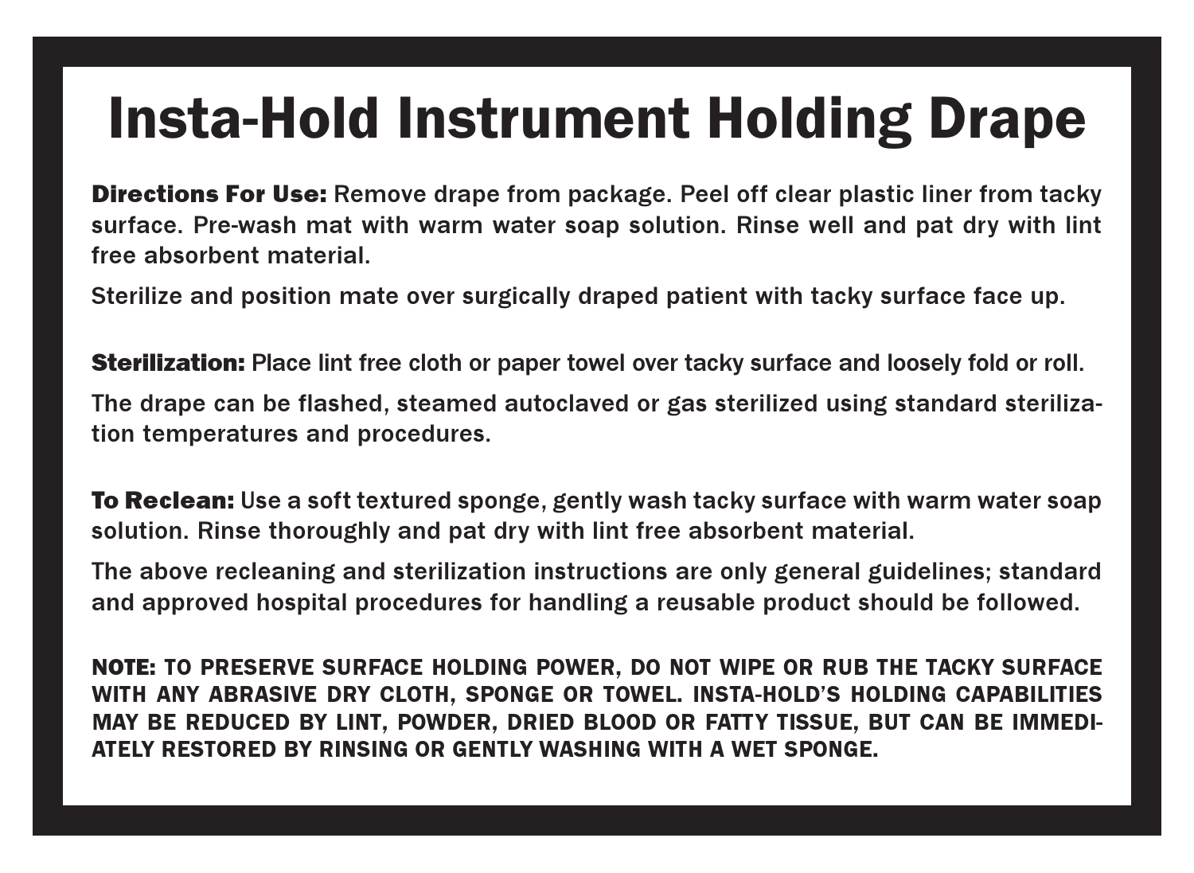# Insta-Hold Instrument Holding Drape

**Directions For Use:** Remove drape from package. Peel off clear plastic liner from tacky surface. Pre-wash mat with warm water soap solution. Rinse well and pat dry with lint free absorbent material.

Sterilize and position mate over surgically draped patient with tacky surface face up.

**Sterilization:** Place lint free cloth or paper towel over tacky surface and loosely fold or roll.

The drape can be flashed, steamed autoclaved or gas sterilized using standard sterilization temperatures and procedures.

**To Reclean:** Use a soft textured sponge, gently wash tacky surface with warm water soap solution. Rinse thoroughly and pat dry with lint free absorbent material.

The above recleaning and sterilization instructions are only general guidelines; standard and approved hospital procedures for handling a reusable product should be followed.

**NOTE:** TO PRESERVE SURFACE HOLDING POWER, DO NOT WIPE OR RUB THE TACKY SURFACE WITH ANY ABRASIVE DRY CLOTH, SPONGE OR TOWEL. INSTA-HOLD'S HOLDING CAPABILITIES MAY BE REDUCED BY LINT, POWDER, DRIED BLOOD OR FATTY TISSUE, BUT CAN BE IMMEDIATELY RESTORED BY RINSING OR GENTLY WASHING WITH A WET SPONGE.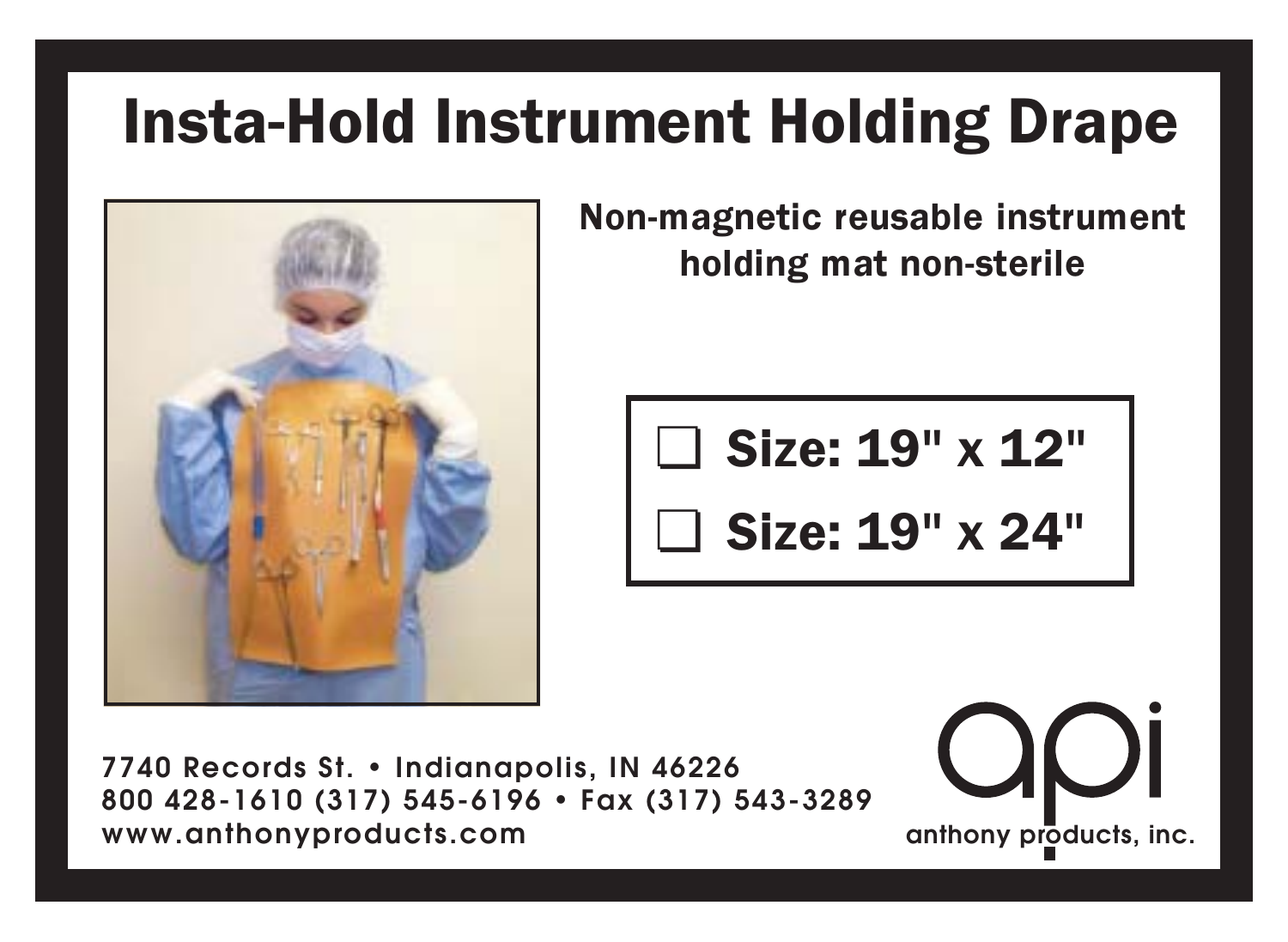# Insta-Hold Instrument Holding Drape

**Non-magnetic reusable instrument holding mat non-sterile**

- ❑ Size: 19" x 12"
- ❑ Size: 19" x 24"

7740 Records St. • Indianapolis, IN 46226
800 428-1610 (317) 545-6196 • Fax (317) 543-3289
www.anthonyproducts.com

api
anthony products, inc.